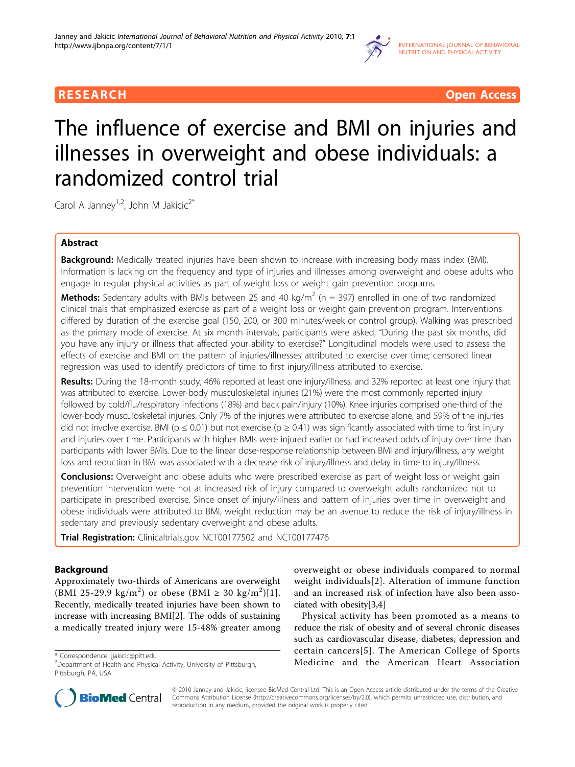RESEARCH Open Access

# The influence of exercise and BMI on injuries and illnesses in overweight and obese individuals: a randomized control trial

Carol A Janney[1,2], John M Jakicic[2*]

## Abstract

**Background:** Medically treated injuries have been shown to increase with increasing body mass index (BMI). Information is lacking on the frequency and type of injuries and illnesses among overweight and obese adults who engage in regular physical activities as part of weight loss or weight gain prevention programs.

**Methods:** Sedentary adults with BMIs between 25 and 40 kg/m$^2$ (n = 397) enrolled in one of two randomized clinical trials that emphasized exercise as part of a weight loss or weight gain prevention program. Interventions differed by duration of the exercise goal (150, 200, or 300 minutes/week or control group). Walking was prescribed as the primary mode of exercise. At six month intervals, participants were asked, "During the past six months, did you have any injury or illness that affected your ability to exercise?" Longitudinal models were used to assess the effects of exercise and BMI on the pattern of injuries/illnesses attributed to exercise over time; censored linear regression was used to identify predictors of time to first injury/illness attributed to exercise.

**Results:** During the 18-month study, 46% reported at least one injury/illness, and 32% reported at least one injury that was attributed to exercise. Lower-body musculoskeletal injuries (21%) were the most commonly reported injury followed by cold/flu/respiratory infections (18%) and back pain/injury (10%). Knee injuries comprised one-third of the lower-body musculoskeletal injuries. Only 7% of the injuries were attributed to exercise alone, and 59% of the injuries did not involve exercise. BMI ($p \leq 0.01$) but not exercise ($p \geq 0.41$) was significantly associated with time to first injury and injuries over time. Participants with higher BMIs were injured earlier or had increased odds of injury over time than participants with lower BMIs. Due to the linear dose-response relationship between BMI and injury/illness, any weight loss and reduction in BMI was associated with a decrease risk of injury/illness and delay in time to injury/illness.

**Conclusions:** Overweight and obese adults who were prescribed exercise as part of weight loss or weight gain prevention intervention were not at increased risk of injury compared to overweight adults randomized not to participate in prescribed exercise. Since onset of injury/illness and pattern of injuries over time in overweight and obese individuals were attributed to BMI, weight reduction may be an avenue to reduce the risk of injury/illness in sedentary and previously sedentary overweight and obese adults.

**Trial Registration:** Clinicaltrials.gov NCT00177502 and NCT00177476

## Background

Approximately two-thirds of Americans are overweight (BMI 25-29.9 kg/m$^2$) or obese (BMI $\geq$ 30 kg/m$^2$)[1]. Recently, medically treated injuries have been shown to increase with increasing BMI[2]. The odds of sustaining a medically treated injury were 15-48% greater among overweight or obese individuals compared to normal weight individuals[2]. Alteration of immune function and an increased risk of infection have also been associated with obesity[3,4]

Physical activity has been promoted as a means to reduce the risk of obesity and of several chronic diseases such as cardiovascular disease, diabetes, depression and certain cancers[5]. The American College of Sports Medicine and the American Heart Association

\* Correspondence: jjakicic@pitt.edu
[2]Department of Health and Physical Activity, University of Pittsburgh, Pittsburgh, PA, USA

© 2010 Janney and Jakicic; licensee BioMed Central Ltd. This is an Open Access article distributed under the terms of the Creative Commons Attribution License (http://creativecommons.org/licenses/by/2.0), which permits unrestricted use, distribution, and reproduction in any medium, provided the original work is properly cited.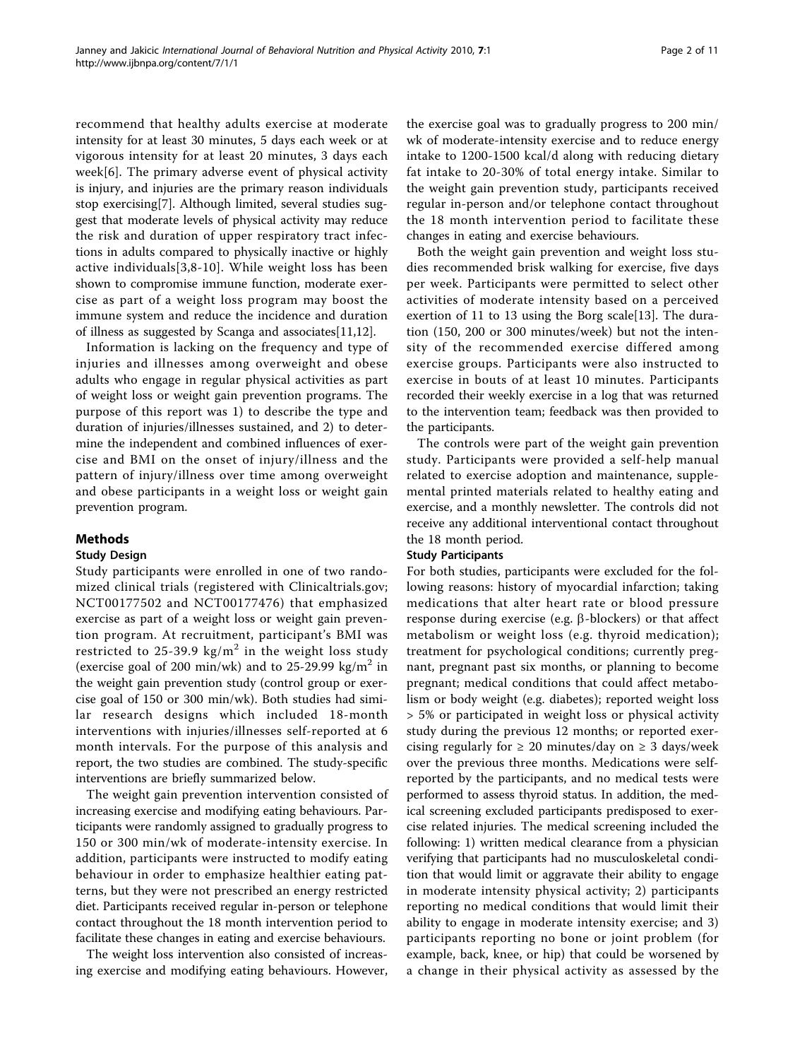recommend that healthy adults exercise at moderate intensity for at least 30 minutes, 5 days each week or at vigorous intensity for at least 20 minutes, 3 days each week[6]. The primary adverse event of physical activity is injury, and injuries are the primary reason individuals stop exercising[7]. Although limited, several studies suggest that moderate levels of physical activity may reduce the risk and duration of upper respiratory tract infections in adults compared to physically inactive or highly active individuals[3,8-10]. While weight loss has been shown to compromise immune function, moderate exercise as part of a weight loss program may boost the immune system and reduce the incidence and duration of illness as suggested by Scanga and associates[11,12].

Information is lacking on the frequency and type of injuries and illnesses among overweight and obese adults who engage in regular physical activities as part of weight loss or weight gain prevention programs. The purpose of this report was 1) to describe the type and duration of injuries/illnesses sustained, and 2) to determine the independent and combined influences of exercise and BMI on the onset of injury/illness and the pattern of injury/illness over time among overweight and obese participants in a weight loss or weight gain prevention program.

## Methods

### Study Design

Study participants were enrolled in one of two randomized clinical trials (registered with Clinicaltrials.gov; NCT00177502 and NCT00177476) that emphasized exercise as part of a weight loss or weight gain prevention program. At recruitment, participant's BMI was restricted to 25-39.9 kg/m$^2$ in the weight loss study (exercise goal of 200 min/wk) and to 25-29.99 kg/m$^2$ in the weight gain prevention study (control group or exercise goal of 150 or 300 min/wk). Both studies had similar research designs which included 18-month interventions with injuries/illnesses self-reported at 6 month intervals. For the purpose of this analysis and report, the two studies are combined. The study-specific interventions are briefly summarized below.

The weight gain prevention intervention consisted of increasing exercise and modifying eating behaviours. Participants were randomly assigned to gradually progress to 150 or 300 min/wk of moderate-intensity exercise. In addition, participants were instructed to modify eating behaviour in order to emphasize healthier eating patterns, but they were not prescribed an energy restricted diet. Participants received regular in-person or telephone contact throughout the 18 month intervention period to facilitate these changes in eating and exercise behaviours.

The weight loss intervention also consisted of increasing exercise and modifying eating behaviours. However, the exercise goal was to gradually progress to 200 min/wk of moderate-intensity exercise and to reduce energy intake to 1200-1500 kcal/d along with reducing dietary fat intake to 20-30% of total energy intake. Similar to the weight gain prevention study, participants received regular in-person and/or telephone contact throughout the 18 month intervention period to facilitate these changes in eating and exercise behaviours.

Both the weight gain prevention and weight loss studies recommended brisk walking for exercise, five days per week. Participants were permitted to select other activities of moderate intensity based on a perceived exertion of 11 to 13 using the Borg scale[13]. The duration (150, 200 or 300 minutes/week) but not the intensity of the recommended exercise differed among exercise groups. Participants were also instructed to exercise in bouts of at least 10 minutes. Participants recorded their weekly exercise in a log that was returned to the intervention team; feedback was then provided to the participants.

The controls were part of the weight gain prevention study. Participants were provided a self-help manual related to exercise adoption and maintenance, supplemental printed materials related to healthy eating and exercise, and a monthly newsletter. The controls did not receive any additional interventional contact throughout the 18 month period.

### Study Participants

For both studies, participants were excluded for the following reasons: history of myocardial infarction; taking medications that alter heart rate or blood pressure response during exercise (e.g. β-blockers) or that affect metabolism or weight loss (e.g. thyroid medication); treatment for psychological conditions; currently pregnant, pregnant past six months, or planning to become pregnant; medical conditions that could affect metabolism or body weight (e.g. diabetes); reported weight loss > 5% or participated in weight loss or physical activity study during the previous 12 months; or reported exercising regularly for ≥ 20 minutes/day on ≥ 3 days/week over the previous three months. Medications were self-reported by the participants, and no medical tests were performed to assess thyroid status. In addition, the medical screening excluded participants predisposed to exercise related injuries. The medical screening included the following: 1) written medical clearance from a physician verifying that participants had no musculoskeletal condition that would limit or aggravate their ability to engage in moderate intensity physical activity; 2) participants reporting no medical conditions that would limit their ability to engage in moderate intensity exercise; and 3) participants reporting no bone or joint problem (for example, back, knee, or hip) that could be worsened by a change in their physical activity as assessed by the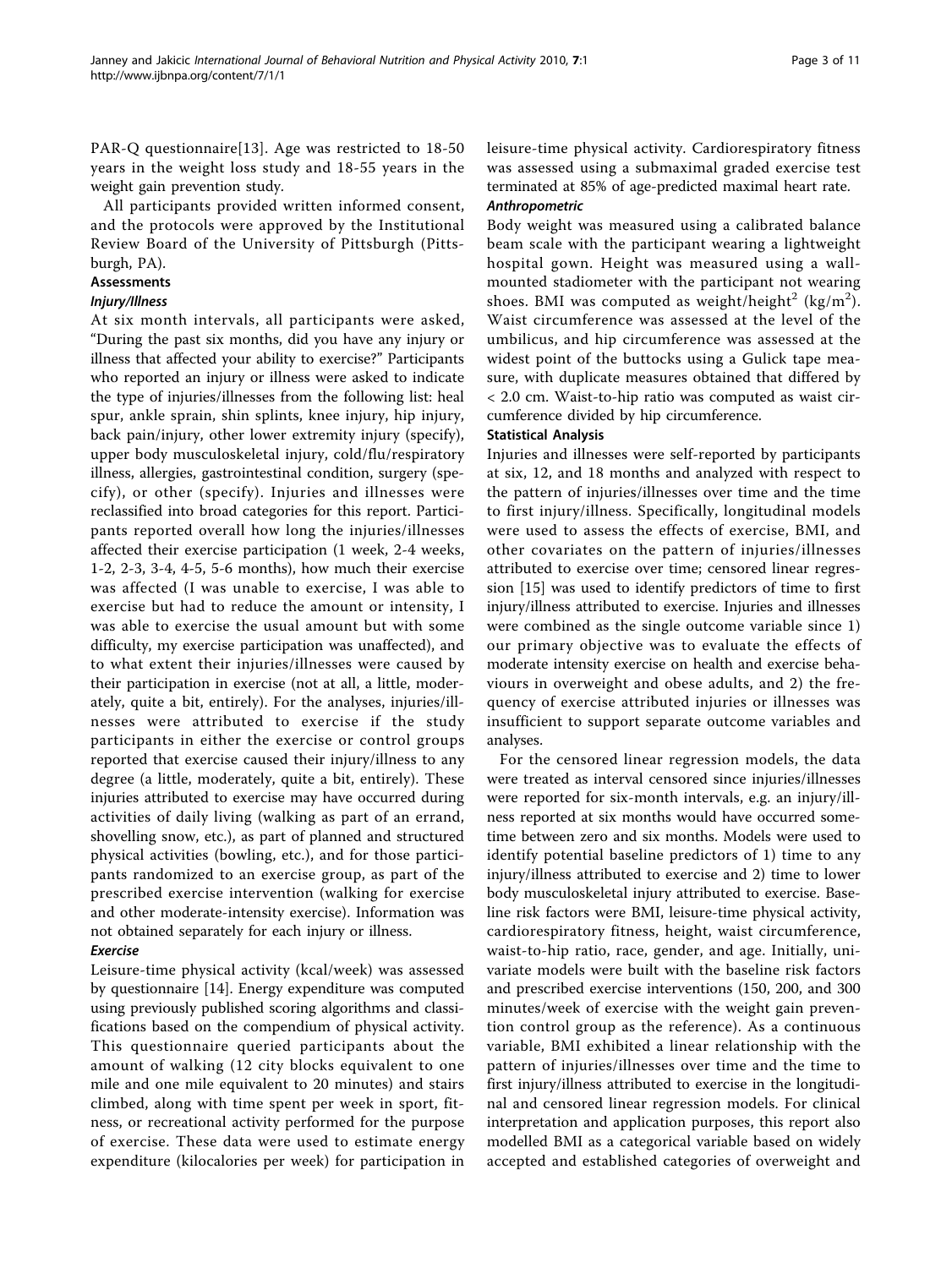PAR-Q questionnaire[13]. Age was restricted to 18-50 years in the weight loss study and 18-55 years in the weight gain prevention study.

All participants provided written informed consent, and the protocols were approved by the Institutional Review Board of the University of Pittsburgh (Pittsburgh, PA).

### Assessments

#### *Injury/Illness*

At six month intervals, all participants were asked, "During the past six months, did you have any injury or illness that affected your ability to exercise?" Participants who reported an injury or illness were asked to indicate the type of injuries/illnesses from the following list: heal spur, ankle sprain, shin splints, knee injury, hip injury, back pain/injury, other lower extremity injury (specify), upper body musculoskeletal injury, cold/flu/respiratory illness, allergies, gastrointestinal condition, surgery (specify), or other (specify). Injuries and illnesses were reclassified into broad categories for this report. Participants reported overall how long the injuries/illnesses affected their exercise participation (1 week, 2-4 weeks, 1-2, 2-3, 3-4, 4-5, 5-6 months), how much their exercise was affected (I was unable to exercise, I was able to exercise but had to reduce the amount or intensity, I was able to exercise the usual amount but with some difficulty, my exercise participation was unaffected), and to what extent their injuries/illnesses were caused by their participation in exercise (not at all, a little, moderately, quite a bit, entirely). For the analyses, injuries/illnesses were attributed to exercise if the study participants in either the exercise or control groups reported that exercise caused their injury/illness to any degree (a little, moderately, quite a bit, entirely). These injuries attributed to exercise may have occurred during activities of daily living (walking as part of an errand, shovelling snow, etc.), as part of planned and structured physical activities (bowling, etc.), and for those participants randomized to an exercise group, as part of the prescribed exercise intervention (walking for exercise and other moderate-intensity exercise). Information was not obtained separately for each injury or illness.

#### *Exercise*

Leisure-time physical activity (kcal/week) was assessed by questionnaire [14]. Energy expenditure was computed using previously published scoring algorithms and classifications based on the compendium of physical activity. This questionnaire queried participants about the amount of walking (12 city blocks equivalent to one mile and one mile equivalent to 20 minutes) and stairs climbed, along with time spent per week in sport, fitness, or recreational activity performed for the purpose of exercise. These data were used to estimate energy expenditure (kilocalories per week) for participation in leisure-time physical activity. Cardiorespiratory fitness was assessed using a submaximal graded exercise test terminated at 85% of age-predicted maximal heart rate.

#### *Anthropometric*

Body weight was measured using a calibrated balance beam scale with the participant wearing a lightweight hospital gown. Height was measured using a wall-mounted stadiometer with the participant not wearing shoes. BMI was computed as weight/height$^2$ (kg/m$^2$). Waist circumference was assessed at the level of the umbilicus, and hip circumference was assessed at the widest point of the buttocks using a Gulick tape measure, with duplicate measures obtained that differed by < 2.0 cm. Waist-to-hip ratio was computed as waist circumference divided by hip circumference.

### Statistical Analysis

Injuries and illnesses were self-reported by participants at six, 12, and 18 months and analyzed with respect to the pattern of injuries/illnesses over time and the time to first injury/illness. Specifically, longitudinal models were used to assess the effects of exercise, BMI, and other covariates on the pattern of injuries/illnesses attributed to exercise over time; censored linear regression [15] was used to identify predictors of time to first injury/illness attributed to exercise. Injuries and illnesses were combined as the single outcome variable since 1) our primary objective was to evaluate the effects of moderate intensity exercise on health and exercise behaviours in overweight and obese adults, and 2) the frequency of exercise attributed injuries or illnesses was insufficient to support separate outcome variables and analyses.

For the censored linear regression models, the data were treated as interval censored since injuries/illnesses were reported for six-month intervals, e.g. an injury/illness reported at six months would have occurred sometime between zero and six months. Models were used to identify potential baseline predictors of 1) time to any injury/illness attributed to exercise and 2) time to lower body musculoskeletal injury attributed to exercise. Baseline risk factors were BMI, leisure-time physical activity, cardiorespiratory fitness, height, waist circumference, waist-to-hip ratio, race, gender, and age. Initially, univariate models were built with the baseline risk factors and prescribed exercise interventions (150, 200, and 300 minutes/week of exercise with the weight gain prevention control group as the reference). As a continuous variable, BMI exhibited a linear relationship with the pattern of injuries/illnesses over time and the time to first injury/illness attributed to exercise in the longitudinal and censored linear regression models. For clinical interpretation and application purposes, this report also modelled BMI as a categorical variable based on widely accepted and established categories of overweight and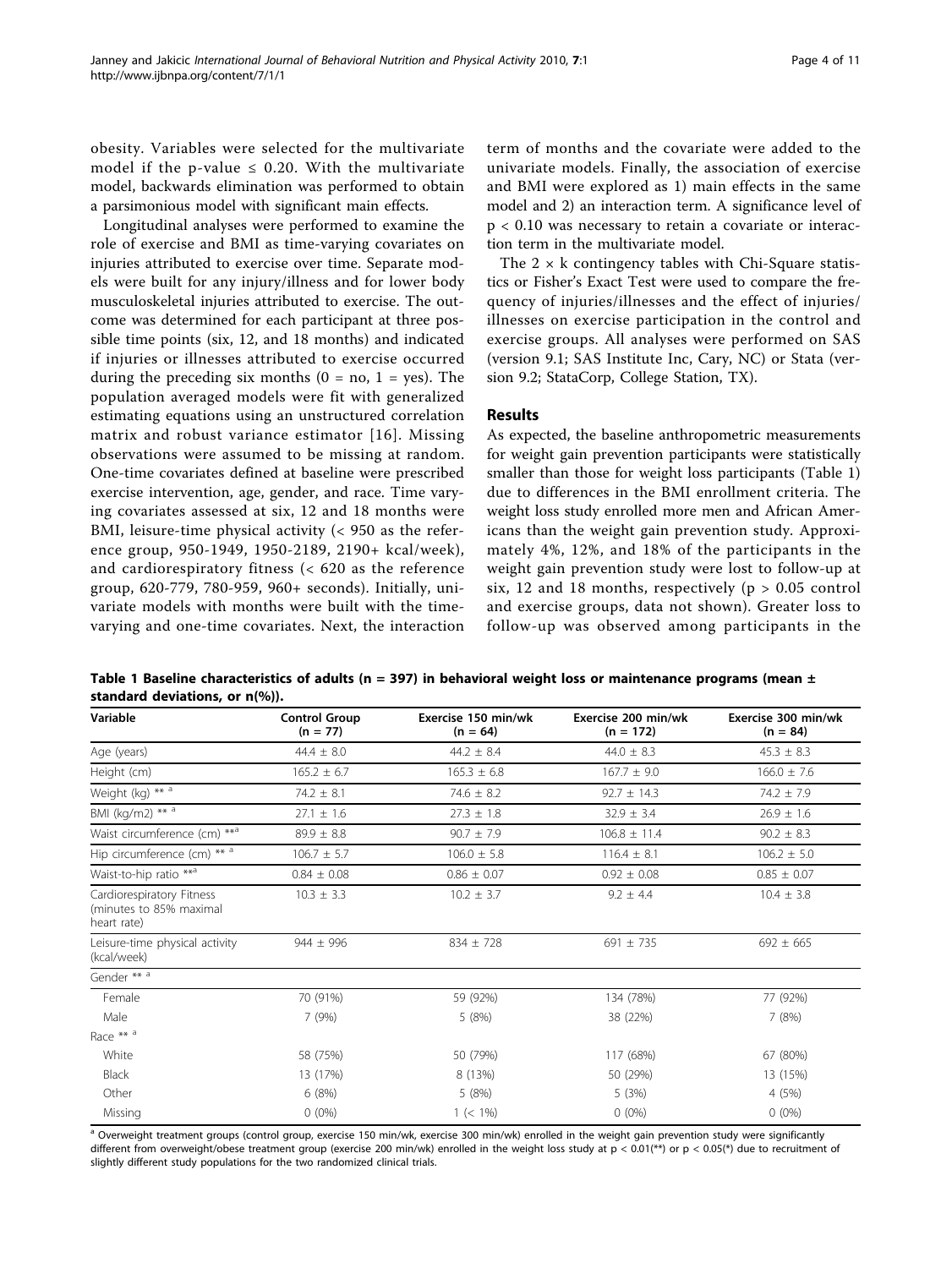obesity. Variables were selected for the multivariate model if the p-value ≤ 0.20. With the multivariate model, backwards elimination was performed to obtain a parsimonious model with significant main effects.

Longitudinal analyses were performed to examine the role of exercise and BMI as time-varying covariates on injuries attributed to exercise over time. Separate models were built for any injury/illness and for lower body musculoskeletal injuries attributed to exercise. The outcome was determined for each participant at three possible time points (six, 12, and 18 months) and indicated if injuries or illnesses attributed to exercise occurred during the preceding six months (0 = no, 1 = yes). The population averaged models were fit with generalized estimating equations using an unstructured correlation matrix and robust variance estimator [16]. Missing observations were assumed to be missing at random. One-time covariates defined at baseline were prescribed exercise intervention, age, gender, and race. Time varying covariates assessed at six, 12 and 18 months were BMI, leisure-time physical activity (< 950 as the reference group, 950-1949, 1950-2189, 2190+ kcal/week), and cardiorespiratory fitness (< 620 as the reference group, 620-779, 780-959, 960+ seconds). Initially, univariate models with months were built with the time-varying and one-time covariates. Next, the interaction term of months and the covariate were added to the univariate models. Finally, the association of exercise and BMI were explored as 1) main effects in the same model and 2) an interaction term. A significance level of $p < 0.10$ was necessary to retain a covariate or interaction term in the multivariate model.

The 2 × k contingency tables with Chi-Square statistics or Fisher's Exact Test were used to compare the frequency of injuries/illnesses and the effect of injuries/illnesses on exercise participation in the control and exercise groups. All analyses were performed on SAS (version 9.1; SAS Institute Inc, Cary, NC) or Stata (version 9.2; StataCorp, College Station, TX).

## Results

As expected, the baseline anthropometric measurements for weight gain prevention participants were statistically smaller than those for weight loss participants (Table 1) due to differences in the BMI enrollment criteria. The weight loss study enrolled more men and African Americans than the weight gain prevention study. Approximately 4%, 12%, and 18% of the participants in the weight gain prevention study were lost to follow-up at six, 12 and 18 months, respectively ($p > 0.05$ control and exercise groups, data not shown). Greater loss to follow-up was observed among participants in the

**Table 1 Baseline characteristics of adults (n = 397) in behavioral weight loss or maintenance programs (mean ± standard deviations, or n(%)).**

| Variable | Control Group (n = 77) | Exercise 150 min/wk (n = 64) | Exercise 200 min/wk (n = 172) | Exercise 300 min/wk (n = 84) |
| --- | --- | --- | --- | --- |
| Age (years) | 44.4 ± 8.0 | 44.2 ± 8.4 | 44.0 ± 8.3 | 45.3 ± 8.3 |
| Height (cm) | 165.2 ± 6.7 | 165.3 ± 6.8 | 167.7 ± 9.0 | 166.0 ± 7.6 |
| Weight (kg) ** [a] | 74.2 ± 8.1 | 74.6 ± 8.2 | 92.7 ± 14.3 | 74.2 ± 7.9 |
| BMI (kg/m2) ** [a] | 27.1 ± 1.6 | 27.3 ± 1.8 | 32.9 ± 3.4 | 26.9 ± 1.6 |
| Waist circumference (cm) ** [a] | 89.9 ± 8.8 | 90.7 ± 7.9 | 106.8 ± 11.4 | 90.2 ± 8.3 |
| Hip circumference (cm) ** [a] | 106.7 ± 5.7 | 106.0 ± 5.8 | 116.4 ± 8.1 | 106.2 ± 5.0 |
| Waist-to-hip ratio ** [a] | 0.84 ± 0.08 | 0.86 ± 0.07 | 0.92 ± 0.08 | 0.85 ± 0.07 |
| Cardiorespiratory Fitness (minutes to 85% maximal heart rate) | 10.3 ± 3.3 | 10.2 ± 3.7 | 9.2 ± 4.4 | 10.4 ± 3.8 |
| Leisure-time physical activity (kcal/week) | 944 ± 996 | 834 ± 728 | 691 ± 735 | 692 ± 665 |
| Gender ** [a] | | | | |
| Female | 70 (91%) | 59 (92%) | 134 (78%) | 77 (92%) |
| Male | 7 (9%) | 5 (8%) | 38 (22%) | 7 (8%) |
| Race ** [a] | | | | |
| White | 58 (75%) | 50 (79%) | 117 (68%) | 67 (80%) |
| Black | 13 (17%) | 8 (13%) | 50 (29%) | 13 (15%) |
| Other | 6 (8%) | 5 (8%) | 5 (3%) | 4 (5%) |
| Missing | 0 (0%) | 1 (< 1%) | 0 (0%) | 0 (0%) |

[a] Overweight treatment groups (control group, exercise 150 min/wk, exercise 300 min/wk) enrolled in the weight gain prevention study were significantly different from overweight/obese treatment group (exercise 200 min/wk) enrolled in the weight loss study at $p < 0.01$(**) or $p < 0.05$(*) due to recruitment of slightly different study populations for the two randomized clinical trials.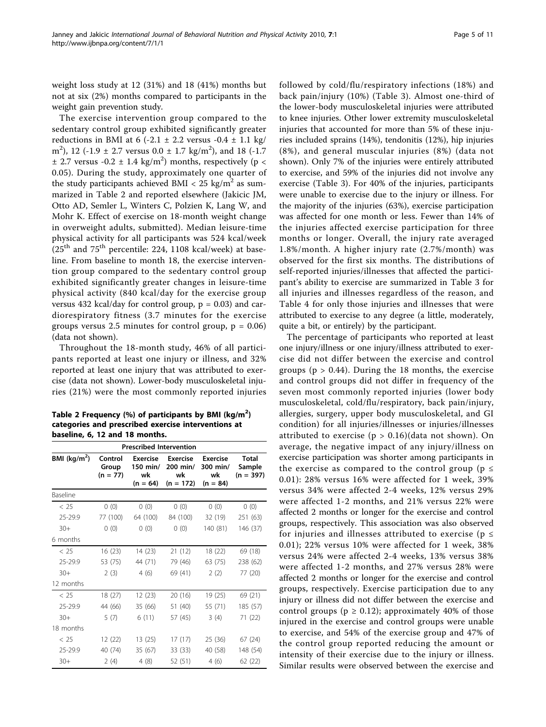weight loss study at 12 (31%) and 18 (41%) months but not at six (2%) months compared to participants in the weight gain prevention study.

The exercise intervention group compared to the sedentary control group exhibited significantly greater reductions in BMI at 6 (-2.1 ± 2.2 versus -0.4 ± 1.1 kg/m$^2$), 12 (-1.9 ± 2.7 versus 0.0 ± 1.7 kg/m$^2$), and 18 (-1.7 ± 2.7 versus -0.2 ± 1.4 kg/m$^2$) months, respectively ($p < 0.05$). During the study, approximately one quarter of the study participants achieved BMI < 25 kg/m$^2$ as summarized in Table 2 and reported elsewhere (Jakicic JM, Otto AD, Semler L, Winters C, Polzien K, Lang W, and Mohr K. Effect of exercise on 18-month weight change in overweight adults, submitted). Median leisure-time physical activity for all participants was 524 kcal/week (25$^{th}$ and 75$^{th}$ percentile: 224, 1108 kcal/week) at baseline. From baseline to month 18, the exercise intervention group compared to the sedentary control group exhibited significantly greater changes in leisure-time physical activity (840 kcal/day for the exercise group versus 432 kcal/day for control group, $p = 0.03$) and cardiorespiratory fitness (3.7 minutes for the exercise groups versus 2.5 minutes for control group, $p = 0.06$) (data not shown).

Throughout the 18-month study, 46% of all participants reported at least one injury or illness, and 32% reported at least one injury that was attributed to exercise (data not shown). Lower-body musculoskeletal injuries (21%) were the most commonly reported injuries followed by cold/flu/respiratory infections (18%) and back pain/injury (10%) (Table 3). Almost one-third of the lower-body musculoskeletal injuries were attributed to knee injuries. Other lower extremity musculoskeletal injuries that accounted for more than 5% of these injuries included sprains (14%), tendonitis (12%), hip injuries (8%), and general muscular injuries (8%) (data not shown). Only 7% of the injuries were entirely attributed to exercise, and 59% of the injuries did not involve any exercise (Table 3). For 40% of the injuries, participants were unable to exercise due to the injury or illness. For the majority of the injuries (63%), exercise participation was affected for one month or less. Fewer than 14% of the injuries affected exercise participation for three months or longer. Overall, the injury rate averaged 1.8%/month. A higher injury rate (2.7%/month) was observed for the first six months. The distributions of self-reported injuries/illnesses that affected the participant's ability to exercise are summarized in Table 3 for all injuries and illnesses regardless of the reason, and Table 4 for only those injuries and illnesses that were attributed to exercise to any degree (a little, moderately, quite a bit, or entirely) by the participant.

The percentage of participants who reported at least one injury/illness or one injury/illness attributed to exercise did not differ between the exercise and control groups ($p > 0.44$). During the 18 months, the exercise and control groups did not differ in frequency of the seven most commonly reported injuries (lower body musculoskeletal, cold/flu/respiratory, back pain/injury, allergies, surgery, upper body musculoskeletal, and GI condition) for all injuries/illnesses or injuries/illnesses attributed to exercise ($p > 0.16$)(data not shown). On average, the negative impact of any injury/illness on exercise participation was shorter among participants in the exercise as compared to the control group ($p \leq 0.01$): 28% versus 16% were affected for 1 week, 39% versus 34% were affected 2-4 weeks, 12% versus 29% were affected 1-2 months, and 21% versus 22% were affected 2 months or longer for the exercise and control groups, respectively. This association was also observed for injuries and illnesses attributed to exercise ($p \leq 0.01$); 22% versus 10% were affected for 1 week, 38% versus 24% were affected 2-4 weeks, 13% versus 38% were affected 1-2 months, and 27% versus 28% were affected 2 months or longer for the exercise and control groups, respectively. Exercise participation due to any injury or illness did not differ between the exercise and control groups ($p \geq 0.12$); approximately 40% of those injured in the exercise and control groups were unable to exercise, and 54% of the exercise group and 47% of the control group reported reducing the amount or intensity of their exercise due to the injury or illness. Similar results were observed between the exercise and

**Table 2 Frequency (%) of participants by BMI (kg/m$^2$) categories and prescribed exercise interventions at baseline, 6, 12 and 18 months.**

| | Prescribed Intervention | | | | |
|---|---|---|---|---|---|
| BMI (kg/m$^2$) | Control Group (n = 77) | Exercise 150 min/wk (n = 64) | Exercise 200 min/wk (n = 172) | Exercise 300 min/wk (n = 84) | Total Sample (n = 397) |
| Baseline | | | | | |
| < 25 | 0 (0) | 0 (0) | 0 (0) | 0 (0) | 0 (0) |
| 25-29.9 | 77 (100) | 64 (100) | 84 (100) | 32 (19) | 251 (63) |
| 30+ | 0 (0) | 0 (0) | 0 (0) | 140 (81) | 146 (37) |
| 6 months | | | | | |
| < 25 | 16 (23) | 14 (23) | 21 (12) | 18 (22) | 69 (18) |
| 25-29.9 | 53 (75) | 44 (71) | 79 (46) | 63 (75) | 238 (62) |
| 30+ | 2 (3) | 4 (6) | 69 (41) | 2 (2) | 77 (20) |
| 12 months | | | | | |
| < 25 | 18 (27) | 12 (23) | 20 (16) | 19 (25) | 69 (21) |
| 25-29.9 | 44 (66) | 35 (66) | 51 (40) | 55 (71) | 185 (57) |
| 30+ | 5 (7) | 6 (11) | 57 (45) | 3 (4) | 71 (22) |
| 18 months | | | | | |
| < 25 | 12 (22) | 13 (25) | 17 (17) | 25 (36) | 67 (24) |
| 25-29.9 | 40 (74) | 35 (67) | 33 (33) | 40 (58) | 148 (54) |
| 30+ | 2 (4) | 4 (8) | 52 (51) | 4 (6) | 62 (22) |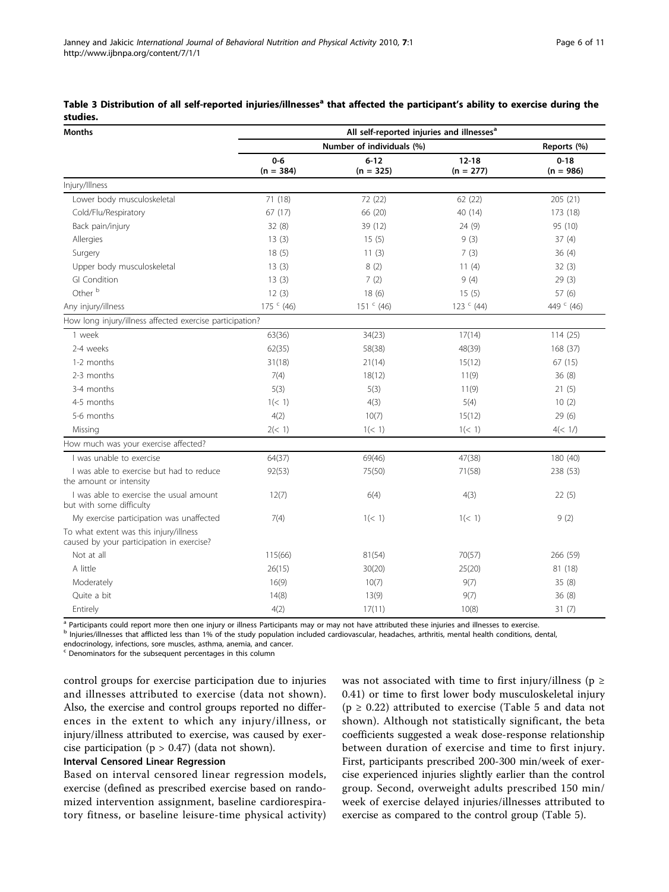**Table 3 Distribution of all self-reported injuries/illnesses[a] that affected the participant's ability to exercise during the studies.**

| Months | All self-reported injuries and illnesses[a] | | | |
|---|---|---|---|---|
| | Number of individuals (%) | | | Reports (%) |
| | 0-6 (n = 384) | 6-12 (n = 325) | 12-18 (n = 277) | 0-18 (n = 986) |
| Injury/Illness | | | | |
| Lower body musculoskeletal | 71 (18) | 72 (22) | 62 (22) | 205 (21) |
| Cold/Flu/Respiratory | 67 (17) | 66 (20) | 40 (14) | 173 (18) |
| Back pain/injury | 32 (8) | 39 (12) | 24 (9) | 95 (10) |
| Allergies | 13 (3) | 15 (5) | 9 (3) | 37 (4) |
| Surgery | 18 (5) | 11 (3) | 7 (3) | 36 (4) |
| Upper body musculoskeletal | 13 (3) | 8 (2) | 11 (4) | 32 (3) |
| GI Condition | 13 (3) | 7 (2) | 9 (4) | 29 (3) |
| Other [b] | 12 (3) | 18 (6) | 15 (5) | 57 (6) |
| Any injury/illness | 175 [c] (46) | 151 [c] (46) | 123 [c] (44) | 449 [c] (46) |
| How long injury/illness affected exercise participation? | | | | |
| 1 week | 63(36) | 34(23) | 17(14) | 114 (25) |
| 2-4 weeks | 62(35) | 58(38) | 48(39) | 168 (37) |
| 1-2 months | 31(18) | 21(14) | 15(12) | 67 (15) |
| 2-3 months | 7(4) | 18(12) | 11(9) | 36 (8) |
| 3-4 months | 5(3) | 5(3) | 11(9) | 21 (5) |
| 4-5 months | 1(< 1) | 4(3) | 5(4) | 10 (2) |
| 5-6 months | 4(2) | 10(7) | 15(12) | 29 (6) |
| Missing | 2(< 1) | 1(< 1) | 1(< 1) | 4(< 1/) |
| How much was your exercise affected? | | | | |
| I was unable to exercise | 64(37) | 69(46) | 47(38) | 180 (40) |
| I was able to exercise but had to reduce the amount or intensity | 92(53) | 75(50) | 71(58) | 238 (53) |
| I was able to exercise the usual amount but with some difficulty | 12(7) | 6(4) | 4(3) | 22 (5) |
| My exercise participation was unaffected | 7(4) | 1(< 1) | 1(< 1) | 9 (2) |
| To what extent was this injury/illness caused by your participation in exercise? | | | | |
| Not at all | 115(66) | 81(54) | 70(57) | 266 (59) |
| A little | 26(15) | 30(20) | 25(20) | 81 (18) |
| Moderately | 16(9) | 10(7) | 9(7) | 35 (8) |
| Quite a bit | 14(8) | 13(9) | 9(7) | 36 (8) |
| Entirely | 4(2) | 17(11) | 10(8) | 31 (7) |

[a] Participants could report more then one injury or illness Participants may or may not have attributed these injuries and illnesses to exercise.
[b] Injuries/illnesses that afflicted less than 1% of the study population included cardiovascular, headaches, arthritis, mental health conditions, dental, endocrinology, infections, sore muscles, asthma, anemia, and cancer.
[c] Denominators for the subsequent percentages in this column

control groups for exercise participation due to injuries and illnesses attributed to exercise (data not shown). Also, the exercise and control groups reported no differences in the extent to which any injury/illness, or injury/illness attributed to exercise, was caused by exercise participation ($p > 0.47$) (data not shown).

### Interval Censored Linear Regression

Based on interval censored linear regression models, exercise (defined as prescribed exercise based on randomized intervention assignment, baseline cardiorespiratory fitness, or baseline leisure-time physical activity) was not associated with time to first injury/illness ($p \geq 0.41$) or time to first lower body musculoskeletal injury ($p \geq 0.22$) attributed to exercise (Table 5 and data not shown). Although not statistically significant, the beta coefficients suggested a weak dose-response relationship between duration of exercise and time to first injury. First, participants prescribed 200-300 min/week of exercise experienced injuries slightly earlier than the control group. Second, overweight adults prescribed 150 min/week of exercise delayed injuries/illnesses attributed to exercise as compared to the control group (Table 5).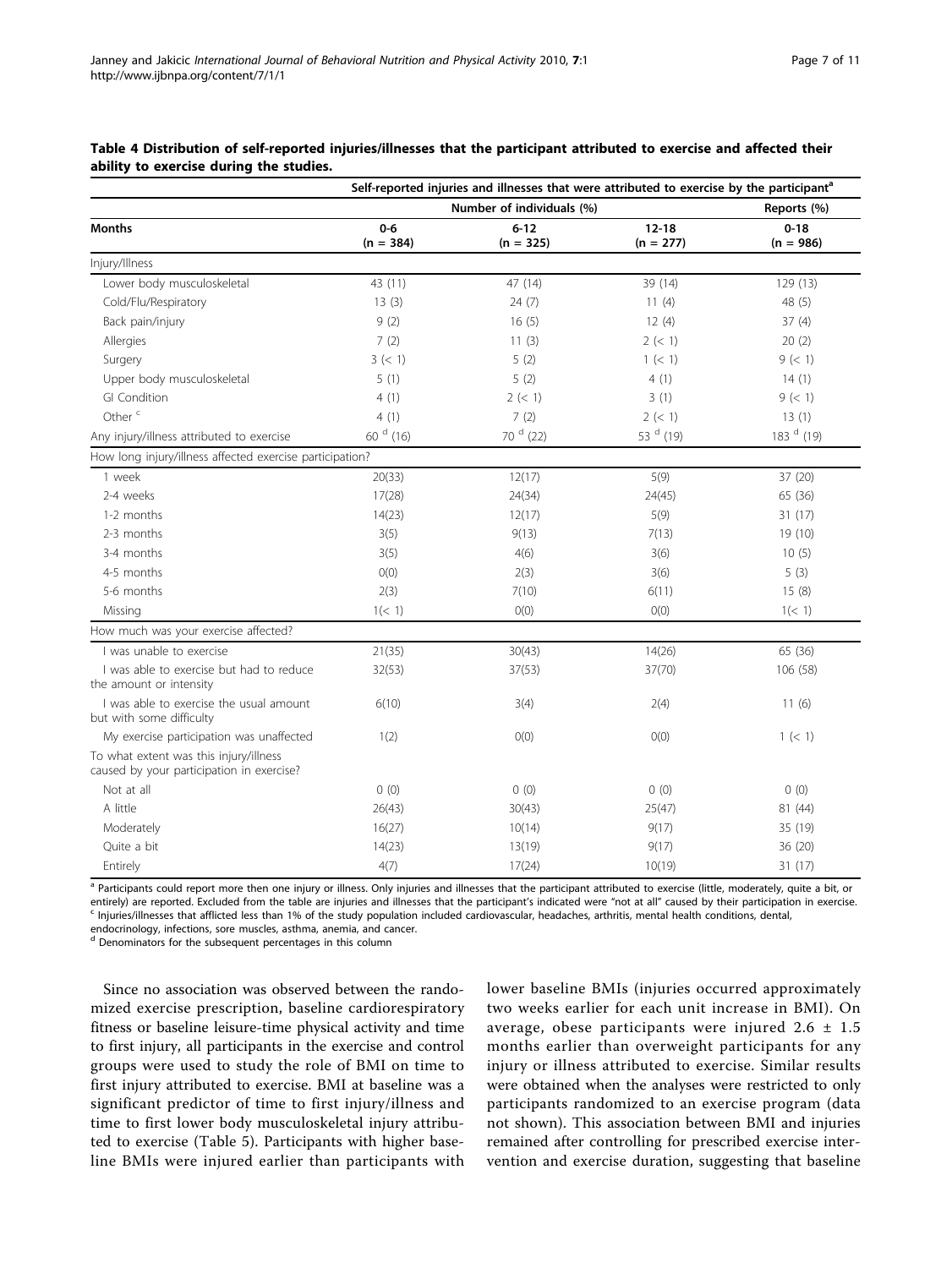**Table 4 Distribution of self-reported injuries/illnesses that the participant attributed to exercise and affected their ability to exercise during the studies.**

| | Self-reported injuries and illnesses that were attributed to exercise by the participant[a] | | | |
|---|---|---|---|---|
| | Number of individuals (%) | | | Reports (%) |
| **Months** | **0-6 (n = 384)** | **6-12 (n = 325)** | **12-18 (n = 277)** | **0-18 (n = 986)** |
| Injury/Illness | | | | |
| Lower body musculoskeletal | 43 (11) | 47 (14) | 39 (14) | 129 (13) |
| Cold/Flu/Respiratory | 13 (3) | 24 (7) | 11 (4) | 48 (5) |
| Back pain/injury | 9 (2) | 16 (5) | 12 (4) | 37 (4) |
| Allergies | 7 (2) | 11 (3) | 2 (< 1) | 20 (2) |
| Surgery | 3 (< 1) | 5 (2) | 1 (< 1) | 9 (< 1) |
| Upper body musculoskeletal | 5 (1) | 5 (2) | 4 (1) | 14 (1) |
| GI Condition | 4 (1) | 2 (< 1) | 3 (1) | 9 (< 1) |
| Other [c] | 4 (1) | 7 (2) | 2 (< 1) | 13 (1) |
| Any injury/illness attributed to exercise | 60 [d] (16) | 70 [d] (22) | 53 [d] (19) | 183 [d] (19) |
| How long injury/illness affected exercise participation? | | | | |
| 1 week | 20(33) | 12(17) | 5(9) | 37 (20) |
| 2-4 weeks | 17(28) | 24(34) | 24(45) | 65 (36) |
| 1-2 months | 14(23) | 12(17) | 5(9) | 31 (17) |
| 2-3 months | 3(5) | 9(13) | 7(13) | 19 (10) |
| 3-4 months | 3(5) | 4(6) | 3(6) | 10 (5) |
| 4-5 months | 0(0) | 2(3) | 3(6) | 5 (3) |
| 5-6 months | 2(3) | 7(10) | 6(11) | 15 (8) |
| Missing | 1(< 1) | 0(0) | 0(0) | 1(< 1) |
| How much was your exercise affected? | | | | |
| I was unable to exercise | 21(35) | 30(43) | 14(26) | 65 (36) |
| I was able to exercise but had to reduce the amount or intensity | 32(53) | 37(53) | 37(70) | 106 (58) |
| I was able to exercise the usual amount but with some difficulty | 6(10) | 3(4) | 2(4) | 11 (6) |
| My exercise participation was unaffected | 1(2) | 0(0) | 0(0) | 1 (< 1) |
| To what extent was this injury/illness caused by your participation in exercise? | | | | |
| Not at all | 0 (0) | 0 (0) | 0 (0) | 0 (0) |
| A little | 26(43) | 30(43) | 25(47) | 81 (44) |
| Moderately | 16(27) | 10(14) | 9(17) | 35 (19) |
| Quite a bit | 14(23) | 13(19) | 9(17) | 36 (20) |
| Entirely | 4(7) | 17(24) | 10(19) | 31 (17) |

[a] Participants could report more then one injury or illness. Only injuries and illnesses that the participant attributed to exercise (little, moderately, quite a bit, or entirely) are reported. Excluded from the table are injuries and illnesses that the participant's indicated were "not at all" caused by their participation in exercise.
[c] Injuries/illnesses that afflicted less than 1% of the study population included cardiovascular, headaches, arthritis, mental health conditions, dental, endocrinology, infections, sore muscles, asthma, anemia, and cancer.
[d] Denominators for the subsequent percentages in this column

Since no association was observed between the randomized exercise prescription, baseline cardiorespiratory fitness or baseline leisure-time physical activity and time to first injury, all participants in the exercise and control groups were used to study the role of BMI on time to first injury attributed to exercise. BMI at baseline was a significant predictor of time to first injury/illness and time to first lower body musculoskeletal injury attributed to exercise (Table 5). Participants with higher baseline BMIs were injured earlier than participants with lower baseline BMIs (injuries occurred approximately two weeks earlier for each unit increase in BMI). On average, obese participants were injured 2.6 ± 1.5 months earlier than overweight participants for any injury or illness attributed to exercise. Similar results were obtained when the analyses were restricted to only participants randomized to an exercise program (data not shown). This association between BMI and injuries remained after controlling for prescribed exercise intervention and exercise duration, suggesting that baseline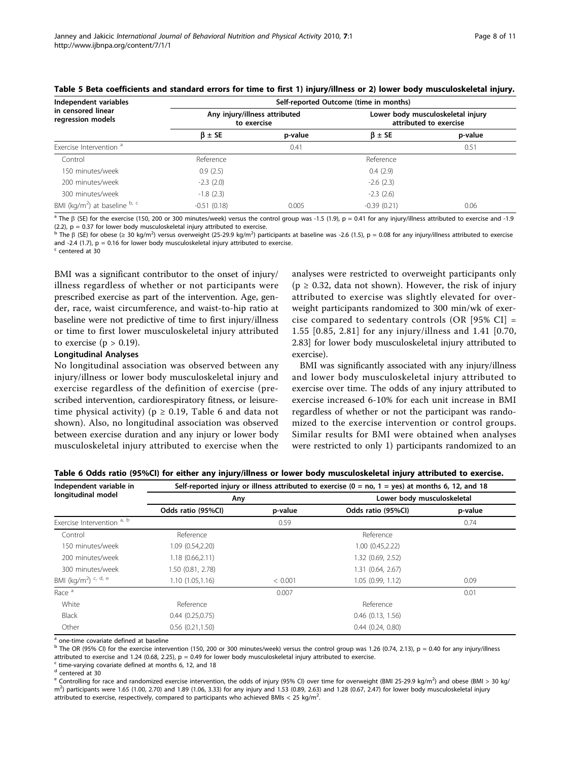**Table 5 Beta coefficients and standard errors for time to first 1) injury/illness or 2) lower body musculoskeletal injury.**

| Independent variables in censored linear regression models | Self-reported Outcome (time in months) | | | |
|---|---|---|---|---|
| | Any injury/illness attributed to exercise | | Lower body musculoskeletal injury attributed to exercise | |
| | β ± SE | p-value | β ± SE | p-value |
| Exercise Intervention [a] | | 0.41 | | 0.51 |
| Control | Reference | | Reference | |
| 150 minutes/week | 0.9 (2.5) | | 0.4 (2.9) | |
| 200 minutes/week | -2.3 (2.0) | | -2.6 (2.3) | |
| 300 minutes/week | -1.8 (2.3) | | -2.3 (2.6) | |
| BMI (kg/m$^2$) at baseline [b, c] | -0.51 (0.18) | 0.005 | -0.39 (0.21) | 0.06 |

[a] The β (SE) for the exercise (150, 200 or 300 minutes/week) versus the control group was -1.5 (1.9), p = 0.41 for any injury/illness attributed to exercise and -1.9 (2.2), p = 0.37 for lower body musculoskeletal injury attributed to exercise.
[b] The β (SE) for obese (≥ 30 kg/m$^2$) versus overweight (25-29.9 kg/m$^2$) participants at baseline was -2.6 (1.5), p = 0.08 for any injury/illness attributed to exercise and -2.4 (1.7), p = 0.16 for lower body musculoskeletal injury attributed to exercise.
[c] centered at 30

BMI was a significant contributor to the onset of injury/illness regardless of whether or not participants were prescribed exercise as part of the intervention. Age, gender, race, waist circumference, and waist-to-hip ratio at baseline were not predictive of time to first injury/illness or time to first lower musculoskeletal injury attributed to exercise (p > 0.19).

### Longitudinal Analyses

No longitudinal association was observed between any injury/illness or lower body musculoskeletal injury and exercise regardless of the definition of exercise (prescribed intervention, cardiorespiratory fitness, or leisure-time physical activity) (p ≥ 0.19, Table 6 and data not shown). Also, no longitudinal association was observed between exercise duration and any injury or lower body musculoskeletal injury attributed to exercise when the analyses were restricted to overweight participants only (p ≥ 0.32, data not shown). However, the risk of injury attributed to exercise was slightly elevated for overweight participants randomized to 300 min/wk of exercise compared to sedentary controls (OR [95% CI] = 1.55 [0.85, 2.81] for any injury/illness and 1.41 [0.70, 2.83] for lower body musculoskeletal injury attributed to exercise).

BMI was significantly associated with any injury/illness and lower body musculoskeletal injury attributed to exercise over time. The odds of any injury attributed to exercise increased 6-10% for each unit increase in BMI regardless of whether or not the participant was randomized to the exercise intervention or control groups. Similar results for BMI were obtained when analyses were restricted to only 1) participants randomized to an

**Table 6 Odds ratio (95%CI) for either any injury/illness or lower body musculoskeletal injury attributed to exercise.**

| Independent variable in longitudinal model | Self-reported injury or illness attributed to exercise (0 = no, 1 = yes) at months 6, 12, and 18 | | | |
|---|---|---|---|---|
| | Any | | Lower body musculoskeletal | |
| | Odds ratio (95%CI) | p-value | Odds ratio (95%CI) | p-value |
| Exercise Intervention [a, b] | | 0.59 | | 0.74 |
| Control | Reference | | Reference | |
| 150 minutes/week | 1.09 (0.54,2.20) | | 1.00 (0.45,2.22) | |
| 200 minutes/week | 1.18 (0.66,2.11) | | 1.32 (0.69, 2.52) | |
| 300 minutes/week | 1.50 (0.81, 2.78) | | 1.31 (0.64, 2.67) | |
| BMI (kg/m$^2$) [c, d, e] | 1.10 (1.05,1.16) | < 0.001 | 1.05 (0.99, 1.12) | 0.09 |
| Race [a] | | 0.007 | | 0.01 |
| White | Reference | | Reference | |
| Black | 0.44 (0.25,0.75) | | 0.46 (0.13, 1.56) | |
| Other | 0.56 (0.21,1.50) | | 0.44 (0.24, 0.80) | |

[a] one-time covariate defined at baseline
[b] The OR (95% CI) for the exercise intervention (150, 200 or 300 minutes/week) versus the control group was 1.26 (0.74, 2.13), p = 0.40 for any injury/illness attributed to exercise and 1.24 (0.68, 2.25), p = 0.49 for lower body musculoskeletal injury attributed to exercise.
[c] time-varying covariate defined at months 6, 12, and 18
[d] centered at 30
[e] Controlling for race and randomized exercise intervention, the odds of injury (95% CI) over time for overweight (BMI 25-29.9 kg/m$^2$) and obese (BMI > 30 kg/m$^2$) participants were 1.65 (1.00, 2.70) and 1.89 (1.06, 3.33) for any injury and 1.53 (0.89, 2.63) and 1.28 (0.67, 2.47) for lower body musculoskeletal injury attributed to exercise, respectively, compared to participants who achieved BMIs < 25 kg/m$^2$.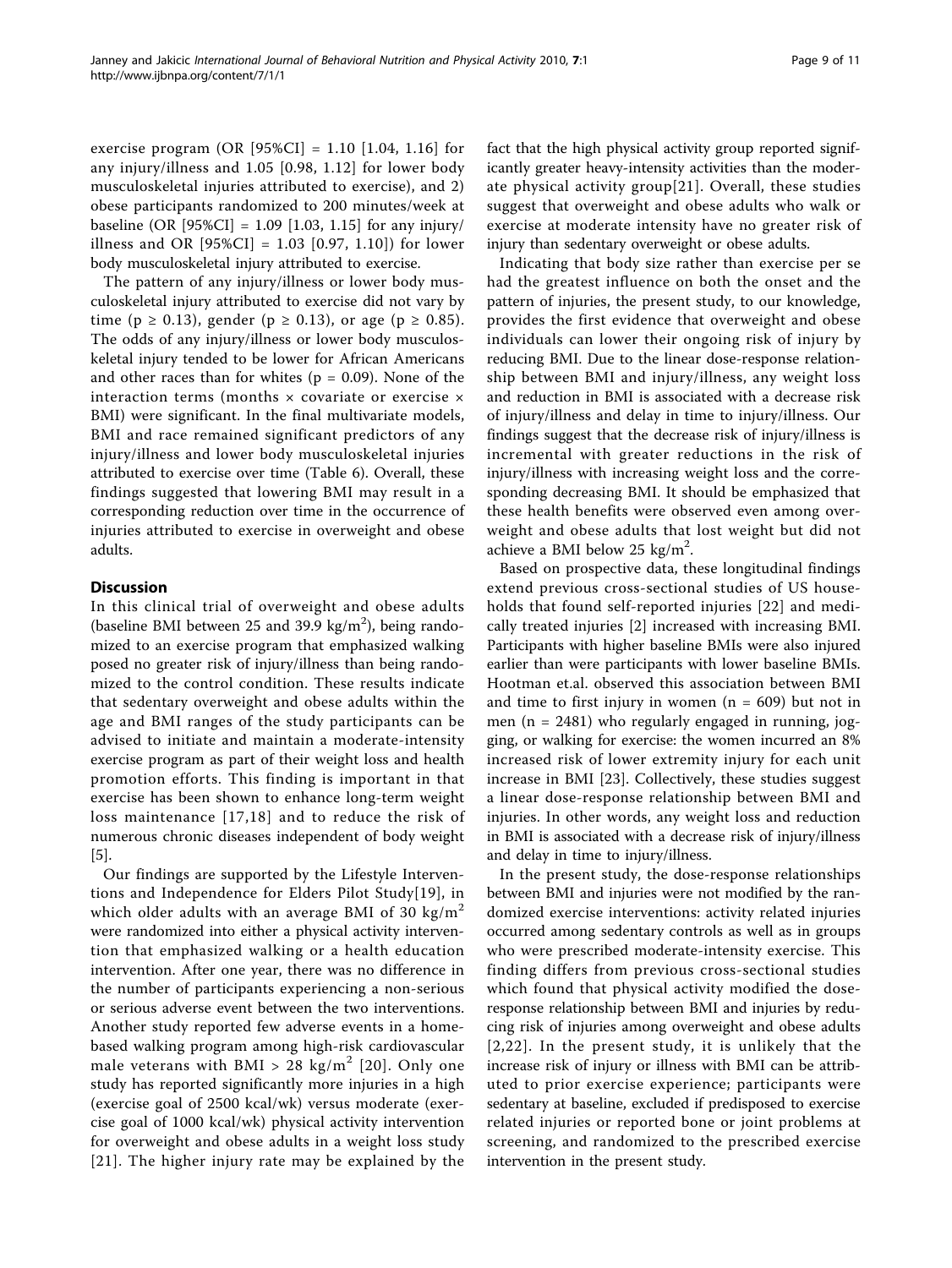exercise program (OR [95%CI] = 1.10 [1.04, 1.16] for any injury/illness and 1.05 [0.98, 1.12] for lower body musculoskeletal injuries attributed to exercise), and 2) obese participants randomized to 200 minutes/week at baseline (OR [95%CI] = 1.09 [1.03, 1.15] for any injury/illness and OR [95%CI] = 1.03 [0.97, 1.10]) for lower body musculoskeletal injury attributed to exercise.

The pattern of any injury/illness or lower body musculoskeletal injury attributed to exercise did not vary by time ($p \geq 0.13$), gender ($p \geq 0.13$), or age ($p \geq 0.85$). The odds of any injury/illness or lower body musculoskeletal injury tended to be lower for African Americans and other races than for whites ($p = 0.09$). None of the interaction terms (months × covariate or exercise × BMI) were significant. In the final multivariate models, BMI and race remained significant predictors of any injury/illness and lower body musculoskeletal injuries attributed to exercise over time (Table 6). Overall, these findings suggested that lowering BMI may result in a corresponding reduction over time in the occurrence of injuries attributed to exercise in overweight and obese adults.

## Discussion

In this clinical trial of overweight and obese adults (baseline BMI between 25 and 39.9 kg/m$^2$), being randomized to an exercise program that emphasized walking posed no greater risk of injury/illness than being randomized to the control condition. These results indicate that sedentary overweight and obese adults within the age and BMI ranges of the study participants can be advised to initiate and maintain a moderate-intensity exercise program as part of their weight loss and health promotion efforts. This finding is important in that exercise has been shown to enhance long-term weight loss maintenance [17,18] and to reduce the risk of numerous chronic diseases independent of body weight [5].

Our findings are supported by the Lifestyle Interventions and Independence for Elders Pilot Study[19], in which older adults with an average BMI of 30 kg/m$^2$ were randomized into either a physical activity intervention that emphasized walking or a health education intervention. After one year, there was no difference in the number of participants experiencing a non-serious or serious adverse event between the two interventions. Another study reported few adverse events in a home-based walking program among high-risk cardiovascular male veterans with BMI > 28 kg/m$^2$ [20]. Only one study has reported significantly more injuries in a high (exercise goal of 2500 kcal/wk) versus moderate (exercise goal of 1000 kcal/wk) physical activity intervention for overweight and obese adults in a weight loss study [21]. The higher injury rate may be explained by the fact that the high physical activity group reported significantly greater heavy-intensity activities than the moderate physical activity group[21]. Overall, these studies suggest that overweight and obese adults who walk or exercise at moderate intensity have no greater risk of injury than sedentary overweight or obese adults.

Indicating that body size rather than exercise per se had the greatest influence on both the onset and the pattern of injuries, the present study, to our knowledge, provides the first evidence that overweight and obese individuals can lower their ongoing risk of injury by reducing BMI. Due to the linear dose-response relationship between BMI and injury/illness, any weight loss and reduction in BMI is associated with a decrease risk of injury/illness and delay in time to injury/illness. Our findings suggest that the decrease risk of injury/illness is incremental with greater reductions in the risk of injury/illness with increasing weight loss and the corresponding decreasing BMI. It should be emphasized that these health benefits were observed even among overweight and obese adults that lost weight but did not achieve a BMI below 25 kg/m$^2$.

Based on prospective data, these longitudinal findings extend previous cross-sectional studies of US households that found self-reported injuries [22] and medically treated injuries [2] increased with increasing BMI. Participants with higher baseline BMIs were also injured earlier than were participants with lower baseline BMIs. Hootman et.al. observed this association between BMI and time to first injury in women ($n = 609$) but not in men ($n = 2481$) who regularly engaged in running, jogging, or walking for exercise: the women incurred an 8% increased risk of lower extremity injury for each unit increase in BMI [23]. Collectively, these studies suggest a linear dose-response relationship between BMI and injuries. In other words, any weight loss and reduction in BMI is associated with a decrease risk of injury/illness and delay in time to injury/illness.

In the present study, the dose-response relationships between BMI and injuries were not modified by the randomized exercise interventions: activity related injuries occurred among sedentary controls as well as in groups who were prescribed moderate-intensity exercise. This finding differs from previous cross-sectional studies which found that physical activity modified the dose-response relationship between BMI and injuries by reducing risk of injuries among overweight and obese adults [2,22]. In the present study, it is unlikely that the increase risk of injury or illness with BMI can be attributed to prior exercise experience; participants were sedentary at baseline, excluded if predisposed to exercise related injuries or reported bone or joint problems at screening, and randomized to the prescribed exercise intervention in the present study.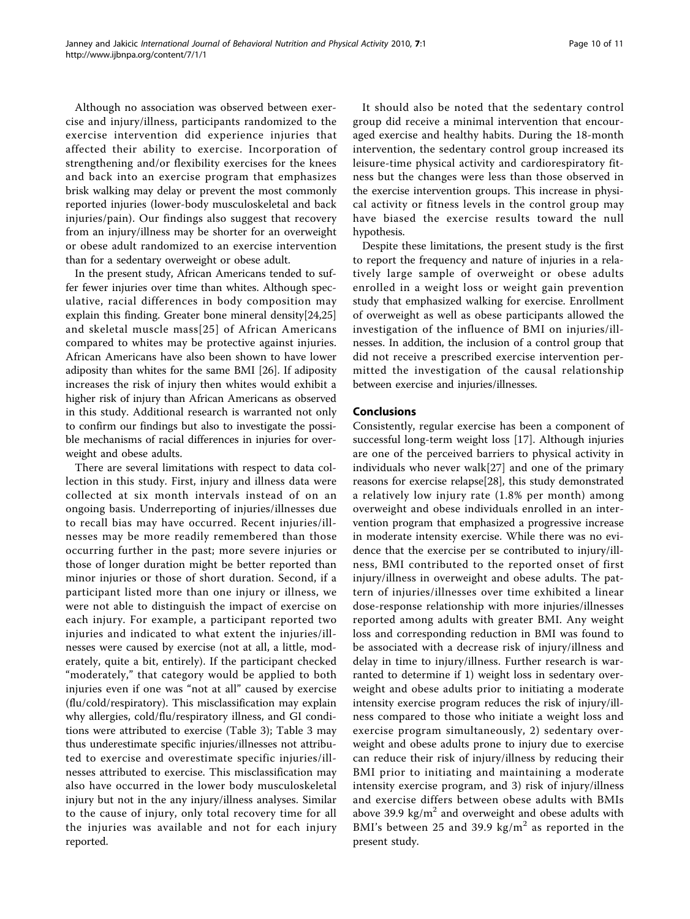Although no association was observed between exercise and injury/illness, participants randomized to the exercise intervention did experience injuries that affected their ability to exercise. Incorporation of strengthening and/or flexibility exercises for the knees and back into an exercise program that emphasizes brisk walking may delay or prevent the most commonly reported injuries (lower-body musculoskeletal and back injuries/pain). Our findings also suggest that recovery from an injury/illness may be shorter for an overweight or obese adult randomized to an exercise intervention than for a sedentary overweight or obese adult.

In the present study, African Americans tended to suffer fewer injuries over time than whites. Although speculative, racial differences in body composition may explain this finding. Greater bone mineral density[24,25] and skeletal muscle mass[25] of African Americans compared to whites may be protective against injuries. African Americans have also been shown to have lower adiposity than whites for the same BMI [26]. If adiposity increases the risk of injury then whites would exhibit a higher risk of injury than African Americans as observed in this study. Additional research is warranted not only to confirm our findings but also to investigate the possible mechanisms of racial differences in injuries for overweight and obese adults.

There are several limitations with respect to data collection in this study. First, injury and illness data were collected at six month intervals instead of on an ongoing basis. Underreporting of injuries/illnesses due to recall bias may have occurred. Recent injuries/illnesses may be more readily remembered than those occurring further in the past; more severe injuries or those of longer duration might be better reported than minor injuries or those of short duration. Second, if a participant listed more than one injury or illness, we were not able to distinguish the impact of exercise on each injury. For example, a participant reported two injuries and indicated to what extent the injuries/illnesses were caused by exercise (not at all, a little, moderately, quite a bit, entirely). If the participant checked "moderately," that category would be applied to both injuries even if one was "not at all" caused by exercise (flu/cold/respiratory). This misclassification may explain why allergies, cold/flu/respiratory illness, and GI conditions were attributed to exercise (Table 3); Table 3 may thus underestimate specific injuries/illnesses not attributed to exercise and overestimate specific injuries/illnesses attributed to exercise. This misclassification may also have occurred in the lower body musculoskeletal injury but not in the any injury/illness analyses. Similar to the cause of injury, only total recovery time for all the injuries was available and not for each injury reported.

It should also be noted that the sedentary control group did receive a minimal intervention that encouraged exercise and healthy habits. During the 18-month intervention, the sedentary control group increased its leisure-time physical activity and cardiorespiratory fitness but the changes were less than those observed in the exercise intervention groups. This increase in physical activity or fitness levels in the control group may have biased the exercise results toward the null hypothesis.

Despite these limitations, the present study is the first to report the frequency and nature of injuries in a relatively large sample of overweight or obese adults enrolled in a weight loss or weight gain prevention study that emphasized walking for exercise. Enrollment of overweight as well as obese participants allowed the investigation of the influence of BMI on injuries/illnesses. In addition, the inclusion of a control group that did not receive a prescribed exercise intervention permitted the investigation of the causal relationship between exercise and injuries/illnesses.

## Conclusions

Consistently, regular exercise has been a component of successful long-term weight loss [17]. Although injuries are one of the perceived barriers to physical activity in individuals who never walk[27] and one of the primary reasons for exercise relapse[28], this study demonstrated a relatively low injury rate (1.8% per month) among overweight and obese individuals enrolled in an intervention program that emphasized a progressive increase in moderate intensity exercise. While there was no evidence that the exercise per se contributed to injury/illness, BMI contributed to the reported onset of first injury/illness in overweight and obese adults. The pattern of injuries/illnesses over time exhibited a linear dose-response relationship with more injuries/illnesses reported among adults with greater BMI. Any weight loss and corresponding reduction in BMI was found to be associated with a decrease risk of injury/illness and delay in time to injury/illness. Further research is warranted to determine if 1) weight loss in sedentary overweight and obese adults prior to initiating a moderate intensity exercise program reduces the risk of injury/illness compared to those who initiate a weight loss and exercise program simultaneously, 2) sedentary overweight and obese adults prone to injury due to exercise can reduce their risk of injury/illness by reducing their BMI prior to initiating and maintaining a moderate intensity exercise program, and 3) risk of injury/illness and exercise differs between obese adults with BMIs above 39.9 $kg/m^2$ and overweight and obese adults with BMI's between 25 and 39.9 $kg/m^2$ as reported in the present study.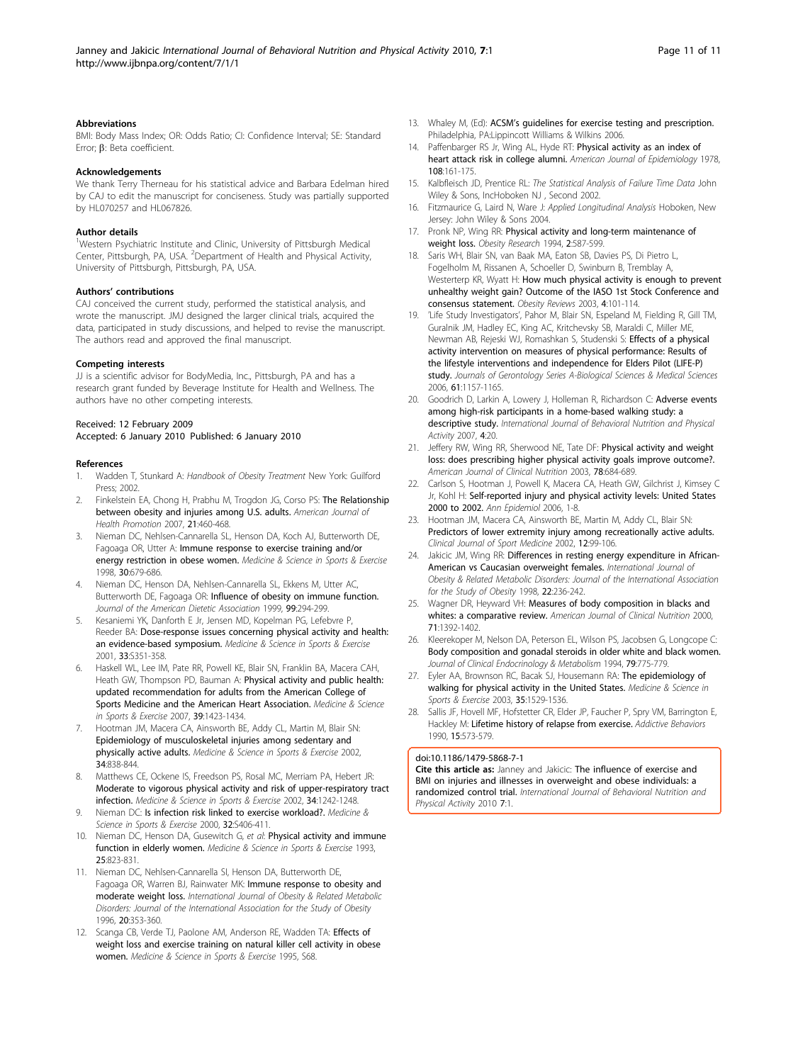## Abbreviations

BMI: Body Mass Index; OR: Odds Ratio; CI: Confidence Interval; SE: Standard Error; β: Beta coefficient.

## Acknowledgements

We thank Terry Therneau for his statistical advice and Barbara Edelman hired by CAJ to edit the manuscript for conciseness. Study was partially supported by HL070257 and HL067826.

## Author details

[1]Western Psychiatric Institute and Clinic, University of Pittsburgh Medical Center, Pittsburgh, PA, USA. [2]Department of Health and Physical Activity, University of Pittsburgh, Pittsburgh, PA, USA.

## Authors' contributions

CAJ conceived the current study, performed the statistical analysis, and wrote the manuscript. JMJ designed the larger clinical trials, acquired the data, participated in study discussions, and helped to revise the manuscript. The authors read and approved the final manuscript.

## Competing interests

JJ is a scientific advisor for BodyMedia, Inc., Pittsburgh, PA and has a research grant funded by Beverage Institute for Health and Wellness. The authors have no other competing interests.

Received: 12 February 2009
Accepted: 6 January 2010 Published: 6 January 2010

## References

1. Wadden T, Stunkard A: *Handbook of Obesity Treatment* New York: Guilford Press; 2002.
2. Finkelstein EA, Chong H, Prabhu M, Trogdon JG, Corso PS: **The Relationship between obesity and injuries among U.S. adults.** *American Journal of Health Promotion* 2007, **21**:460-468.
3. Nieman DC, Nehlsen-Cannarella SL, Henson DA, Koch AJ, Butterworth DE, Fagoaga OR, Utter A: **Immune response to exercise training and/or energy restriction in obese women.** *Medicine & Science in Sports & Exercise* 1998, **30**:679-686.
4. Nieman DC, Henson DA, Nehlsen-Cannarella SL, Ekkens M, Utter AC, Butterworth DE, Fagoaga OR: **Influence of obesity on immune function.** *Journal of the American Dietetic Association* 1999, **99**:294-299.
5. Kesaniemi YK, Danforth E Jr, Jensen MD, Kopelman PG, Lefebvre P, Reeder BA: **Dose-response issues concerning physical activity and health: an evidence-based symposium.** *Medicine & Science in Sports & Exercise* 2001, **33**:S351-358.
6. Haskell WL, Lee IM, Pate RR, Powell KE, Blair SN, Franklin BA, Macera CAH, Heath GW, Thompson PD, Bauman A: **Physical activity and public health: updated recommendation for adults from the American College of Sports Medicine and the American Heart Association.** *Medicine & Science in Sports & Exercise* 2007, **39**:1423-1434.
7. Hootman JM, Macera CA, Ainsworth BE, Addy CL, Martin M, Blair SN: **Epidemiology of musculoskeletal injuries among sedentary and physically active adults.** *Medicine & Science in Sports & Exercise* 2002, **34**:838-844.
8. Matthews CE, Ockene IS, Freedson PS, Rosal MC, Merriam PA, Hebert JR: **Moderate to vigorous physical activity and risk of upper-respiratory tract infection.** *Medicine & Science in Sports & Exercise* 2002, **34**:1242-1248.
9. Nieman DC: **Is infection risk linked to exercise workload?.** *Medicine & Science in Sports & Exercise* 2000, **32**:S406-411.
10. Nieman DC, Henson DA, Gusewitch G, *et al*: **Physical activity and immune function in elderly women.** *Medicine & Science in Sports & Exercise* 1993, **25**:823-831.
11. Nieman DC, Nehlsen-Cannarella SI, Henson DA, Butterworth DE, Fagoaga OR, Warren BJ, Rainwater MK: **Immune response to obesity and moderate weight loss.** *International Journal of Obesity & Related Metabolic Disorders: Journal of the International Association for the Study of Obesity* 1996, **20**:353-360.
12. Scanga CB, Verde TJ, Paolone AM, Anderson RE, Wadden TA: **Effects of weight loss and exercise training on natural killer cell activity in obese women.** *Medicine & Science in Sports & Exercise* 1995, S68.
13. Whaley M, (Ed): **ACSM's guidelines for exercise testing and prescription.** Philadelphia, PA:Lippincott Williams & Wilkins 2006.
14. Paffenbarger RS Jr, Wing AL, Hyde RT: **Physical activity as an index of heart attack risk in college alumni.** *American Journal of Epidemiology* 1978, **108**:161-175.
15. Kalbfleisch JD, Prentice RL: *The Statistical Analysis of Failure Time Data* John Wiley & Sons, IncHoboken NJ , Second 2002.
16. Fitzmaurice G, Laird N, Ware J: *Applied Longitudinal Analysis* Hoboken, New Jersey: John Wiley & Sons 2004.
17. Pronk NP, Wing RR: **Physical activity and long-term maintenance of weight loss.** *Obesity Research* 1994, **2**:587-599.
18. Saris WH, Blair SN, van Baak MA, Eaton SB, Davies PS, Di Pietro L, Fogelholm M, Rissanen A, Schoeller D, Swinburn B, Tremblay A, Westerterp KR, Wyatt H: **How much physical activity is enough to prevent unhealthy weight gain? Outcome of the IASO 1st Stock Conference and consensus statement.** *Obesity Reviews* 2003, **4**:101-114.
19. 'Life Study Investigators', Pahor M, Blair SN, Espeland M, Fielding R, Gill TM, Guralnik JM, Hadley EC, King AC, Kritchevsky SB, Maraldi C, Miller ME, Newman AB, Rejeski WJ, Romashkan S, Studenski S: **Effects of a physical activity intervention on measures of physical performance: Results of the lifestyle interventions and independence for Elders Pilot (LIFE-P) study.** *Journals of Gerontology Series A-Biological Sciences & Medical Sciences* 2006, **61**:1157-1165.
20. Goodrich D, Larkin A, Lowery J, Holleman R, Richardson C: **Adverse events among high-risk participants in a home-based walking study: a descriptive study.** *International Journal of Behavioral Nutrition and Physical Activity* 2007, **4**:20.
21. Jeffery RW, Wing RR, Sherwood NE, Tate DF: **Physical activity and weight loss: does prescribing higher physical activity goals improve outcome?.** *American Journal of Clinical Nutrition* 2003, **78**:684-689.
22. Carlson S, Hootman J, Powell K, Macera CA, Heath GW, Gilchrist J, Kimsey C Jr, Kohl H: **Self-reported injury and physical activity levels: United States 2000 to 2002.** *Ann Epidemiol* 2006, 1-8.
23. Hootman JM, Macera CA, Ainsworth BE, Martin M, Addy CL, Blair SN: **Predictors of lower extremity injury among recreationally active adults.** *Clinical Journal of Sport Medicine* 2002, **12**:99-106.
24. Jakicic JM, Wing RR: **Differences in resting energy expenditure in African-American vs Caucasian overweight females.** *International Journal of Obesity & Related Metabolic Disorders: Journal of the International Association for the Study of Obesity* 1998, **22**:236-242.
25. Wagner DR, Heyward VH: **Measures of body composition in blacks and whites: a comparative review.** *American Journal of Clinical Nutrition* 2000, **71**:1392-1402.
26. Kleerekoper M, Nelson DA, Peterson EL, Wilson PS, Jacobsen G, Longcope C: **Body composition and gonadal steroids in older white and black women.** *Journal of Clinical Endocrinology & Metabolism* 1994, **79**:775-779.
27. Eyler AA, Brownson RC, Bacak SJ, Housemann RA: **The epidemiology of walking for physical activity in the United States.** *Medicine & Science in Sports & Exercise* 2003, **35**:1529-1536.
28. Sallis JF, Hovell MF, Hofstetter CR, Elder JP, Faucher P, Spry VM, Barrington E, Hackley M: **Lifetime history of relapse from exercise.** *Addictive Behaviors* 1990, **15**:573-579.

doi:10.1186/1479-5868-7-1
**Cite this article as:** Janney and Jakicic: **The influence of exercise and BMI on injuries and illnesses in overweight and obese individuals: a randomized control trial.** *International Journal of Behavioral Nutrition and Physical Activity* 2010 **7**:1.